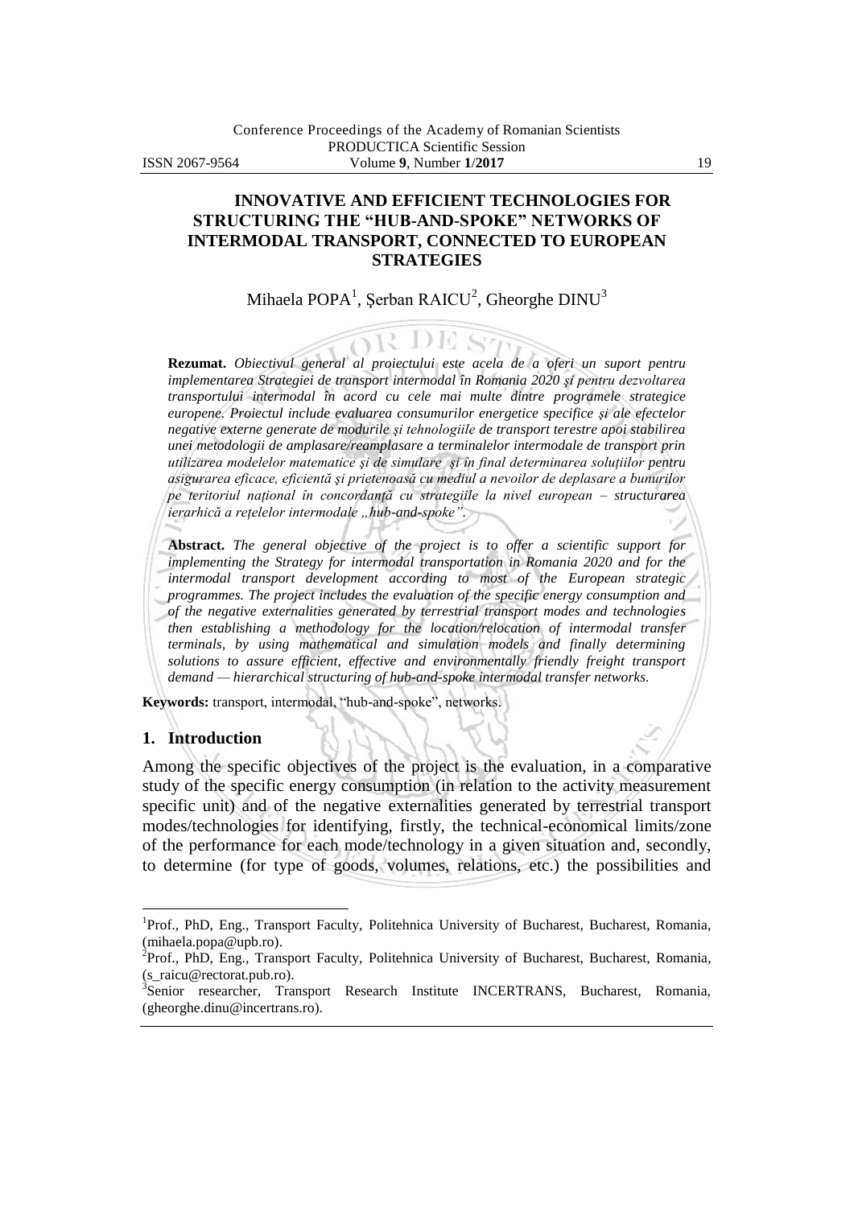# INNOVATIVE AND EFFICIENT TECHNOLOGIES FOR STRUCTURING THE "HUB-AND-SPOKE" NETWORKS OF INTERMODAL TRANSPORT, CONNECTED TO EUROPEAN STRATEGIES

Mihaela POPA[1], Şerban RAICU[2], Gheorghe DINU[3]

**Rezumat.** *Obiectivul general al proiectului este acela de a oferi un suport pentru implementarea Strategiei de transport intermodal în Romania 2020 şi pentru dezvoltarea transportului intermodal în acord cu cele mai multe dintre programele strategice europene. Proiectul include evaluarea consumurilor energetice specifice şi ale efectelor negative externe generate de modurile şi tehnologiile de transport terestre apoi stabilirea unei metodologii de amplasare/reamplasare a terminalelor intermodale de transport prin utilizarea modelelor matematice şi de simulare şi în final determinarea soluțiilor pentru asigurarea eficace, eficientă şi prietenoasă cu mediul a nevoilor de deplasare a bunurilor pe teritoriul național în concordanță cu strategiile la nivel european – structurarea ierarhică a rețelelor intermodale „hub-and-spoke".*

**Abstract.** *The general objective of the project is to offer a scientific support for implementing the Strategy for intermodal transportation in Romania 2020 and for the intermodal transport development according to most of the European strategic programmes. The project includes the evaluation of the specific energy consumption and of the negative externalities generated by terrestrial transport modes and technologies then establishing a methodology for the location/relocation of intermodal transfer terminals, by using mathematical and simulation models and finally determining solutions to assure efficient, effective and environmentally friendly freight transport demand — hierarchical structuring of hub-and-spoke intermodal transfer networks.*

**Keywords:** transport, intermodal, "hub-and-spoke", networks.

## 1. Introduction

Among the specific objectives of the project is the evaluation, in a comparative study of the specific energy consumption (in relation to the activity measurement specific unit) and of the negative externalities generated by terrestrial transport modes/technologies for identifying, firstly, the technical-economical limits/zone of the performance for each mode/technology in a given situation and, secondly, to determine (for type of goods, volumes, relations, etc.) the possibilities and

---

[1] Prof., PhD, Eng., Transport Faculty, Politehnica University of Bucharest, Bucharest, Romania, (mihaela.popa@upb.ro).

[2] Prof., PhD, Eng., Transport Faculty, Politehnica University of Bucharest, Bucharest, Romania, (s_raicu@rectorat.pub.ro).

[3] Senior researcher, Transport Research Institute INCERTRANS, Bucharest, Romania, (gheorghe.dinu@incertrans.ro).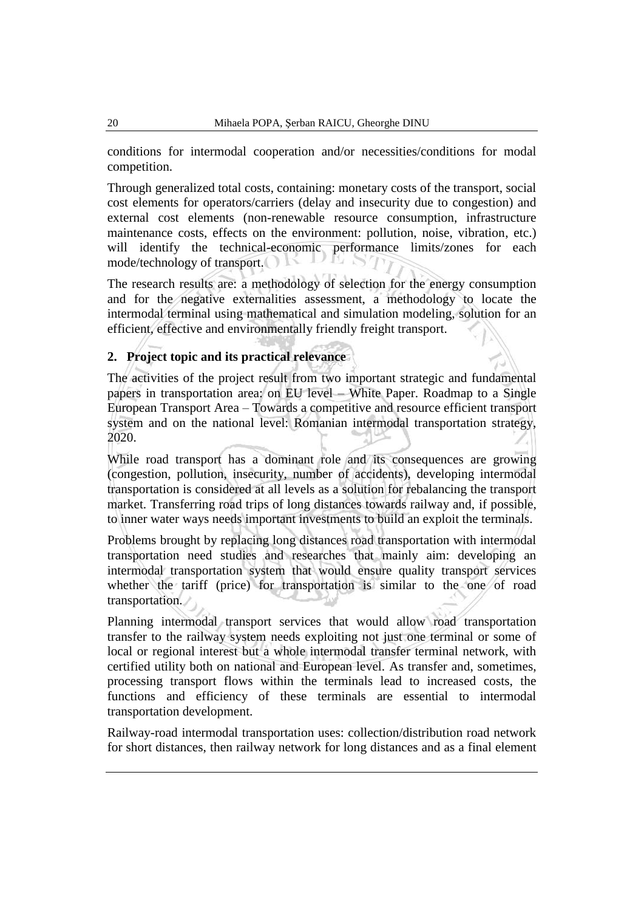conditions for intermodal cooperation and/or necessities/conditions for modal competition.

Through generalized total costs, containing: monetary costs of the transport, social cost elements for operators/carriers (delay and insecurity due to congestion) and external cost elements (non-renewable resource consumption, infrastructure maintenance costs, effects on the environment: pollution, noise, vibration, etc.) will identify the technical-economic performance limits/zones for each mode/technology of transport.

The research results are: a methodology of selection for the energy consumption and for the negative externalities assessment, a methodology to locate the intermodal terminal using mathematical and simulation modeling, solution for an efficient, effective and environmentally friendly freight transport.

## 2. Project topic and its practical relevance

The activities of the project result from two important strategic and fundamental papers in transportation area: on EU level – White Paper. Roadmap to a Single European Transport Area – Towards a competitive and resource efficient transport system and on the national level: Romanian intermodal transportation strategy, 2020.

While road transport has a dominant role and its consequences are growing (congestion, pollution, insecurity, number of accidents), developing intermodal transportation is considered at all levels as a solution for rebalancing the transport market. Transferring road trips of long distances towards railway and, if possible, to inner water ways needs important investments to build an exploit the terminals.

Problems brought by replacing long distances road transportation with intermodal transportation need studies and researches that mainly aim: developing an intermodal transportation system that would ensure quality transport services whether the tariff (price) for transportation is similar to the one of road transportation.

Planning intermodal transport services that would allow road transportation transfer to the railway system needs exploiting not just one terminal or some of local or regional interest but a whole intermodal transfer terminal network, with certified utility both on national and European level. As transfer and, sometimes, processing transport flows within the terminals lead to increased costs, the functions and efficiency of these terminals are essential to intermodal transportation development.

Railway-road intermodal transportation uses: collection/distribution road network for short distances, then railway network for long distances and as a final element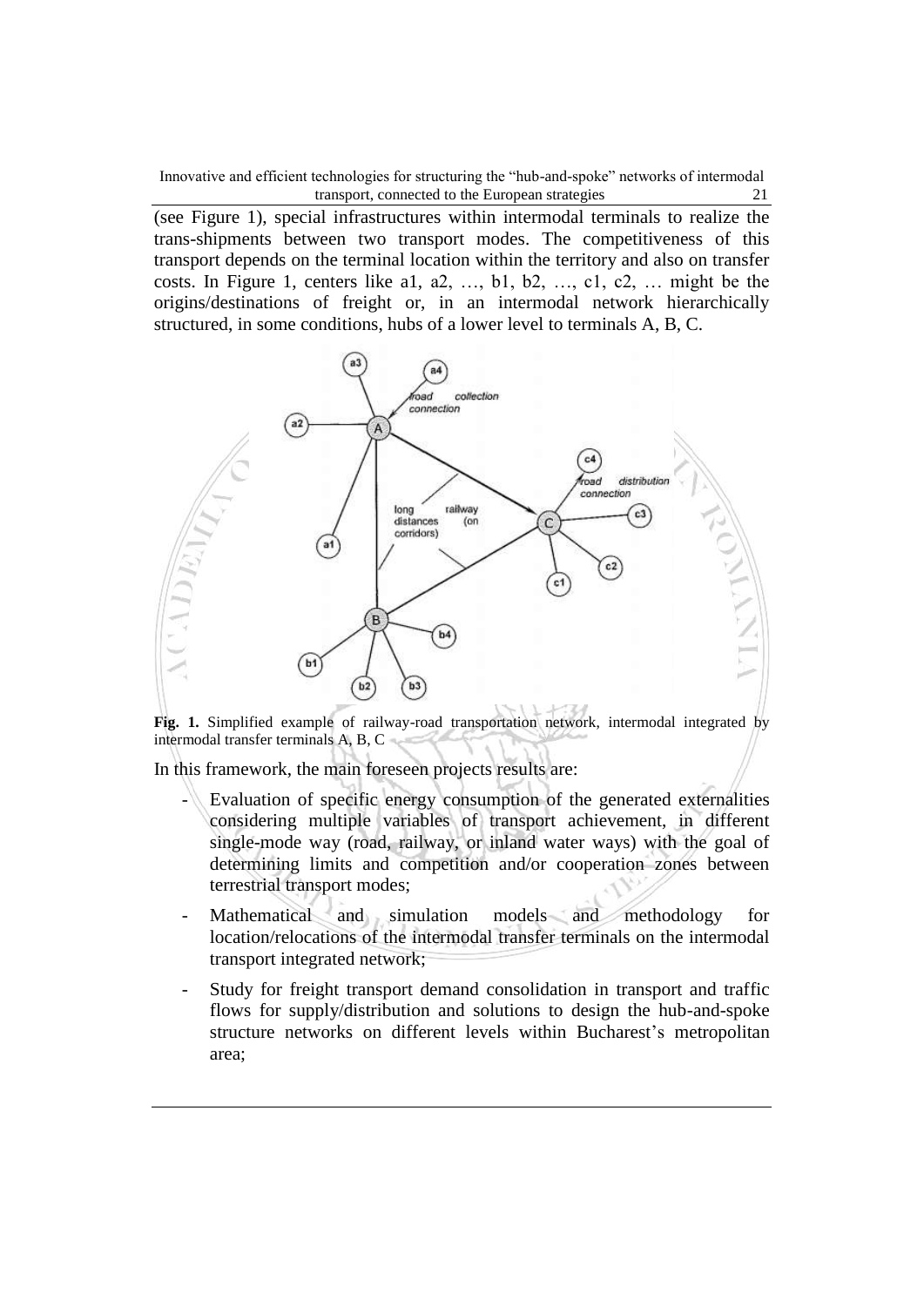(see Figure 1), special infrastructures within intermodal terminals to realize the trans-shipments between two transport modes. The competitiveness of this transport depends on the terminal location within the territory and also on transfer costs. In Figure 1, centers like a1, a2, …, b1, b2, …, c1, c2, … might be the origins/destinations of freight or, in an intermodal network hierarchically structured, in some conditions, hubs of a lower level to terminals A, B, C.

**Fig. 1.** Simplified example of railway-road transportation network, intermodal integrated by intermodal transfer terminals A, B, C

In this framework, the main foreseen projects results are:

- Evaluation of specific energy consumption of the generated externalities considering multiple variables of transport achievement, in different single-mode way (road, railway, or inland water ways) with the goal of determining limits and competition and/or cooperation zones between terrestrial transport modes;
- Mathematical and simulation models and methodology for location/relocations of the intermodal transfer terminals on the intermodal transport integrated network;
- Study for freight transport demand consolidation in transport and traffic flows for supply/distribution and solutions to design the hub-and-spoke structure networks on different levels within Bucharest's metropolitan area;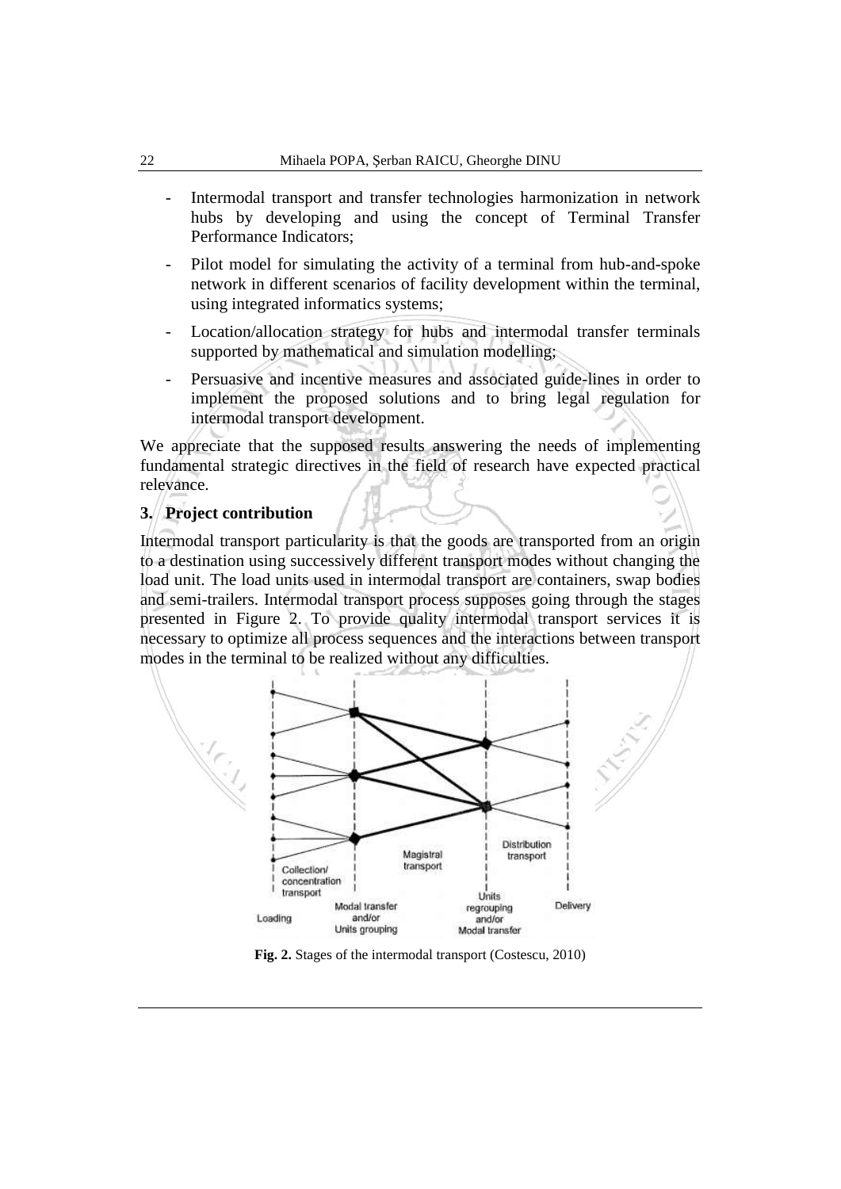- Intermodal transport and transfer technologies harmonization in network hubs by developing and using the concept of Terminal Transfer Performance Indicators;
- Pilot model for simulating the activity of a terminal from hub-and-spoke network in different scenarios of facility development within the terminal, using integrated informatics systems;
- Location/allocation strategy for hubs and intermodal transfer terminals supported by mathematical and simulation modelling;
- Persuasive and incentive measures and associated guide-lines in order to implement the proposed solutions and to bring legal regulation for intermodal transport development.

We appreciate that the supposed results answering the needs of implementing fundamental strategic directives in the field of research have expected practical relevance.

## 3. Project contribution

Intermodal transport particularity is that the goods are transported from an origin to a destination using successively different transport modes without changing the load unit. The load units used in intermodal transport are containers, swap bodies and semi-trailers. Intermodal transport process supposes going through the stages presented in Figure 2. To provide quality intermodal transport services it is necessary to optimize all process sequences and the interactions between transport modes in the terminal to be realized without any difficulties.

**Fig. 2.** Stages of the intermodal transport (Costescu, 2010)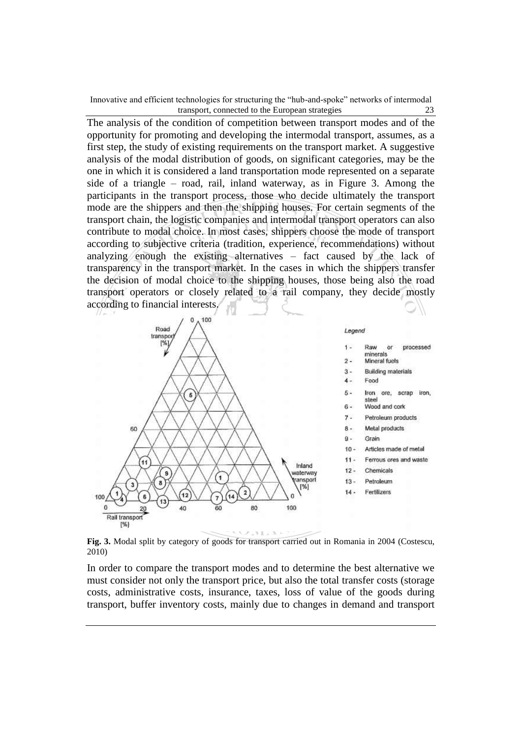The analysis of the condition of competition between transport modes and of the opportunity for promoting and developing the intermodal transport, assumes, as a first step, the study of existing requirements on the transport market. A suggestive analysis of the modal distribution of goods, on significant categories, may be the one in which it is considered a land transportation mode represented on a separate side of a triangle – road, rail, inland waterway, as in Figure 3. Among the participants in the transport process, those who decide ultimately the transport mode are the shippers and then the shipping houses. For certain segments of the transport chain, the logistic companies and intermodal transport operators can also contribute to modal choice. In most cases, shippers choose the mode of transport according to subjective criteria (tradition, experience, recommendations) without analyzing enough the existing alternatives – fact caused by the lack of transparency in the transport market. In the cases in which the shippers transfer the decision of modal choice to the shipping houses, those being also the road transport operators or closely related to a rail company, they decide mostly according to financial interests.

Legend

1 - Raw or processed minerals
2 - Mineral fuels
3 - Building materials
4 - Food
5 - Iron ore, scrap iron, steel
6 - Wood and cork
7 - Petroleum products
8 - Metal products
9 - Grain
10 - Articles made of metal
11 - Ferrous ores and waste
12 - Chemicals
13 - Petroleum
14 - Fertilizers

**Fig. 3.** Modal split by category of goods for transport carried out in Romania in 2004 (Costescu, 2010)

In order to compare the transport modes and to determine the best alternative we must consider not only the transport price, but also the total transfer costs (storage costs, administrative costs, insurance, taxes, loss of value of the goods during transport, buffer inventory costs, mainly due to changes in demand and transport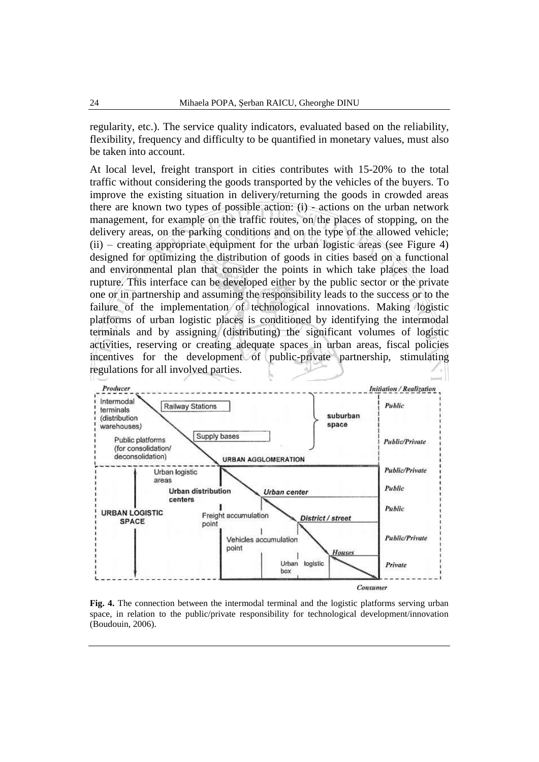regularity, etc.). The service quality indicators, evaluated based on the reliability, flexibility, frequency and difficulty to be quantified in monetary values, must also be taken into account.

At local level, freight transport in cities contributes with 15-20% to the total traffic without considering the goods transported by the vehicles of the buyers. To improve the existing situation in delivery/returning the goods in crowded areas there are known two types of possible action: (i) - actions on the urban network management, for example on the traffic routes, on the places of stopping, on the delivery areas, on the parking conditions and on the type of the allowed vehicle; (ii) – creating appropriate equipment for the urban logistic areas (see Figure 4) designed for optimizing the distribution of goods in cities based on a functional and environmental plan that consider the points in which take places the load rupture. This interface can be developed either by the public sector or the private one or in partnership and assuming the responsibility leads to the success or to the failure of the implementation of technological innovations. Making logistic platforms of urban logistic places is conditioned by identifying the intermodal terminals and by assigning (distributing) the significant volumes of logistic activities, reserving or creating adequate spaces in urban areas, fiscal policies incentives for the development of public-private partnership, stimulating regulations for all involved parties.

**Fig. 4.** The connection between the intermodal terminal and the logistic platforms serving urban space, in relation to the public/private responsibility for technological development/innovation (Boudouin, 2006).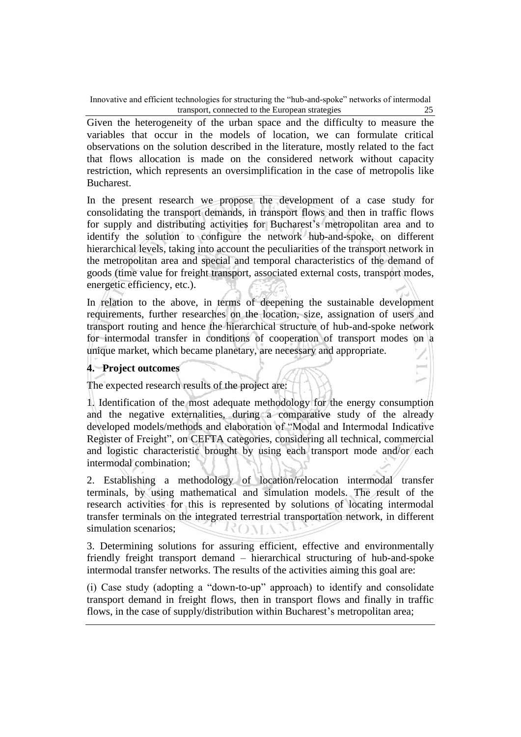Given the heterogeneity of the urban space and the difficulty to measure the variables that occur in the models of location, we can formulate critical observations on the solution described in the literature, mostly related to the fact that flows allocation is made on the considered network without capacity restriction, which represents an oversimplification in the case of metropolis like Bucharest.

In the present research we propose the development of a case study for consolidating the transport demands, in transport flows and then in traffic flows for supply and distributing activities for Bucharest's metropolitan area and to identify the solution to configure the network hub-and-spoke, on different hierarchical levels, taking into account the peculiarities of the transport network in the metropolitan area and special and temporal characteristics of the demand of goods (time value for freight transport, associated external costs, transport modes, energetic efficiency, etc.).

In relation to the above, in terms of deepening the sustainable development requirements, further researches on the location, size, assignation of users and transport routing and hence the hierarchical structure of hub-and-spoke network for intermodal transfer in conditions of cooperation of transport modes on a unique market, which became planetary, are necessary and appropriate.

## 4. Project outcomes

The expected research results of the project are:

1. Identification of the most adequate methodology for the energy consumption and the negative externalities, during a comparative study of the already developed models/methods and elaboration of "Modal and Intermodal Indicative Register of Freight", on CEFTA categories, considering all technical, commercial and logistic characteristic brought by using each transport mode and/or each intermodal combination;

2. Establishing a methodology of location/relocation intermodal transfer terminals, by using mathematical and simulation models. The result of the research activities for this is represented by solutions of locating intermodal transfer terminals on the integrated terrestrial transportation network, in different simulation scenarios;

3. Determining solutions for assuring efficient, effective and environmentally friendly freight transport demand – hierarchical structuring of hub-and-spoke intermodal transfer networks. The results of the activities aiming this goal are:

(i) Case study (adopting a "down-to-up" approach) to identify and consolidate transport demand in freight flows, then in transport flows and finally in traffic flows, in the case of supply/distribution within Bucharest's metropolitan area;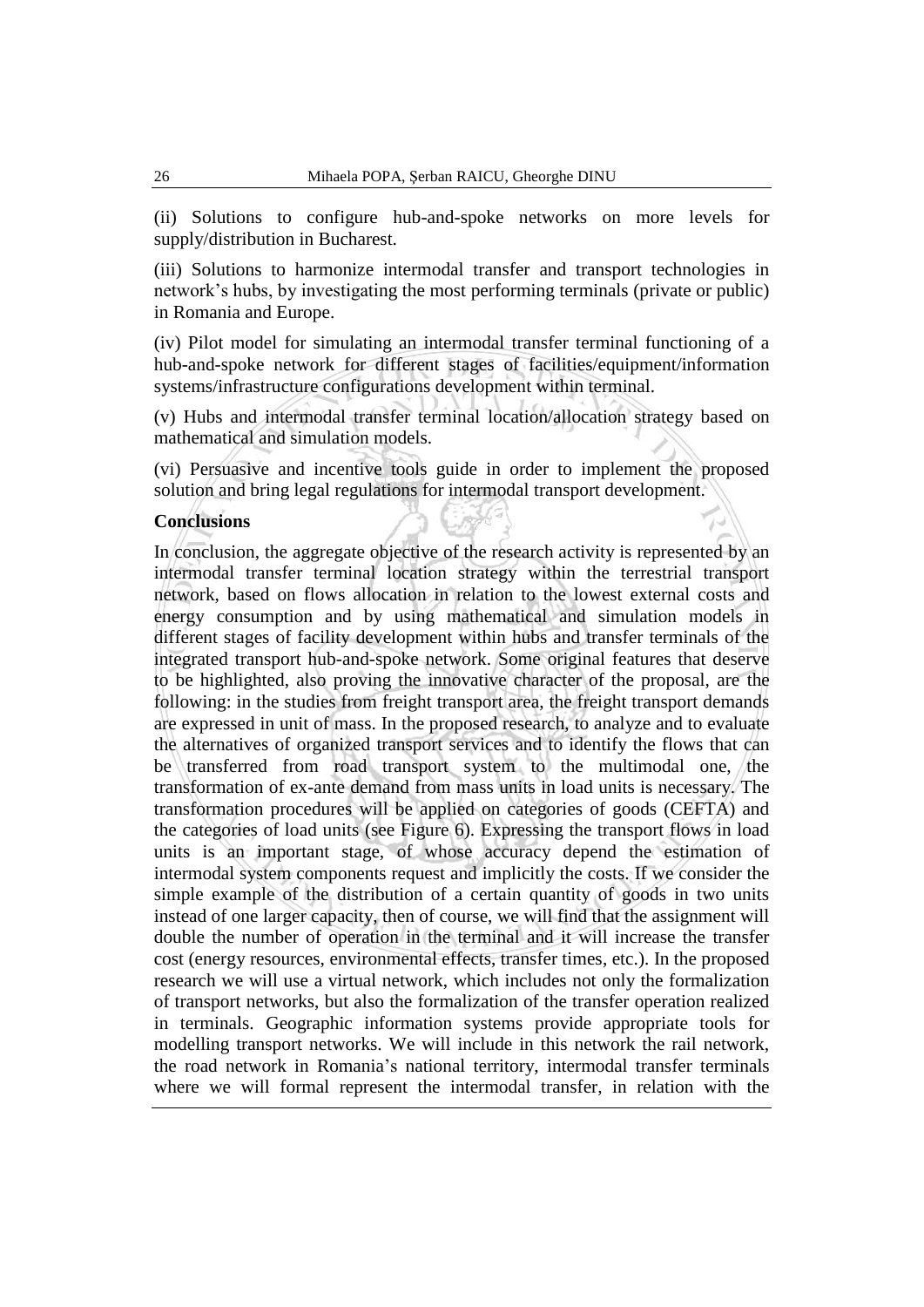(ii) Solutions to configure hub-and-spoke networks on more levels for supply/distribution in Bucharest.

(iii) Solutions to harmonize intermodal transfer and transport technologies in network's hubs, by investigating the most performing terminals (private or public) in Romania and Europe.

(iv) Pilot model for simulating an intermodal transfer terminal functioning of a hub-and-spoke network for different stages of facilities/equipment/information systems/infrastructure configurations development within terminal.

(v) Hubs and intermodal transfer terminal location/allocation strategy based on mathematical and simulation models.

(vi) Persuasive and incentive tools guide in order to implement the proposed solution and bring legal regulations for intermodal transport development.

**Conclusions**

In conclusion, the aggregate objective of the research activity is represented by an intermodal transfer terminal location strategy within the terrestrial transport network, based on flows allocation in relation to the lowest external costs and energy consumption and by using mathematical and simulation models in different stages of facility development within hubs and transfer terminals of the integrated transport hub-and-spoke network. Some original features that deserve to be highlighted, also proving the innovative character of the proposal, are the following: in the studies from freight transport area, the freight transport demands are expressed in unit of mass. In the proposed research, to analyze and to evaluate the alternatives of organized transport services and to identify the flows that can be transferred from road transport system to the multimodal one, the transformation of ex-ante demand from mass units in load units is necessary. The transformation procedures will be applied on categories of goods (CEFTA) and the categories of load units (see Figure 6). Expressing the transport flows in load units is an important stage, of whose accuracy depend the estimation of intermodal system components request and implicitly the costs. If we consider the simple example of the distribution of a certain quantity of goods in two units instead of one larger capacity, then of course, we will find that the assignment will double the number of operation in the terminal and it will increase the transfer cost (energy resources, environmental effects, transfer times, etc.). In the proposed research we will use a virtual network, which includes not only the formalization of transport networks, but also the formalization of the transfer operation realized in terminals. Geographic information systems provide appropriate tools for modelling transport networks. We will include in this network the rail network, the road network in Romania's national territory, intermodal transfer terminals where we will formal represent the intermodal transfer, in relation with the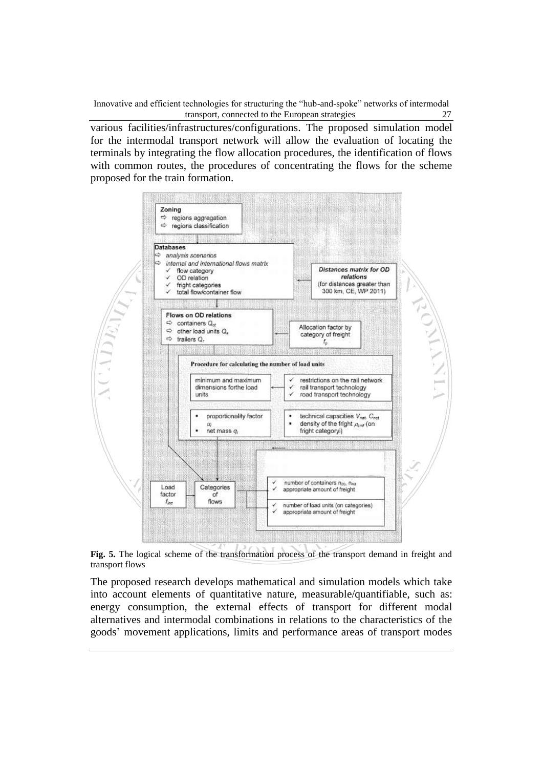various facilities/infrastructures/configurations. The proposed simulation model for the intermodal transport network will allow the evaluation of locating the terminals by integrating the flow allocation procedures, the identification of flows with common routes, the procedures of concentrating the flows for the scheme proposed for the train formation.

**Fig. 5.** The logical scheme of the transformation process of the transport demand in freight and transport flows

The proposed research develops mathematical and simulation models which take into account elements of quantitative nature, measurable/quantifiable, such as: energy consumption, the external effects of transport for different modal alternatives and intermodal combinations in relations to the characteristics of the goods' movement applications, limits and performance areas of transport modes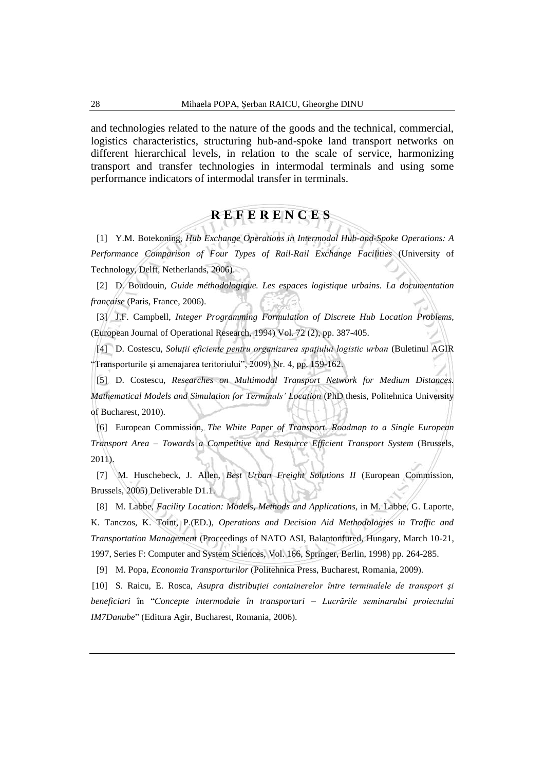and technologies related to the nature of the goods and the technical, commercial, logistics characteristics, structuring hub-and-spoke land transport networks on different hierarchical levels, in relation to the scale of service, harmonizing transport and transfer technologies in intermodal terminals and using some performance indicators of intermodal transfer in terminals.

## R E F E R E N C E S

[1] Y.M. Botekoning, *Hub Exchange Operations in Intermodal Hub-and-Spoke Operations: A Performance Comparison of Four Types of Rail-Rail Exchange Facilities* (University of Technology, Delft, Netherlands, 2006).

[2] D. Boudouin, *Guide méthodologique. Les espaces logistique urbains. La documentation française* (Paris, France, 2006).

[3] J.F. Campbell, *Integer Programming Formulation of Discrete Hub Location Problems,* (European Journal of Operational Research, 1994) Vol. 72 (2), pp. 387-405.

[4] D. Costescu, *Soluții eficiente pentru organizarea spațiului logistic urban* (Buletinul AGIR "Transporturile și amenajarea teritoriului", 2009) Nr. 4, pp. 159-162.

[5] D. Costescu, *Researches on Multimodal Transport Network for Medium Distances. Mathematical Models and Simulation for Terminals' Location* (PhD thesis, Politehnica University of Bucharest, 2010).

[6] European Commission, *The White Paper of Transport. Roadmap to a Single European Transport Area – Towards a Competitive and Resource Efficient Transport System* (Brussels, 2011).

[7] M. Huschebeck, J. Allen, *Best Urban Freight Solutions II* (European Commission, Brussels, 2005) Deliverable D1.1.

[8] M. Labbe, *Facility Location: Models, Methods and Applications*, in M. Labbe, G. Laporte, K. Tanczos, K. Toint, P.(ED.), *Operations and Decision Aid Methodologies in Traffic and Transportation Management* (Proceedings of NATO ASI, Balantonfured, Hungary, March 10-21, 1997, Series F: Computer and System Sciences, Vol. 166, Springer, Berlin, 1998) pp. 264-285.

[9] M. Popa, *Economia Transporturilor* (Politehnica Press, Bucharest, Romania, 2009).

[10] S. Raicu, E. Rosca, *Asupra distribuției containerelor între terminalele de transport şi beneficiari* în "*Concepte intermodale în transporturi – Lucrările seminarului proiectului IM7Danube*" (Editura Agir, Bucharest, Romania, 2006).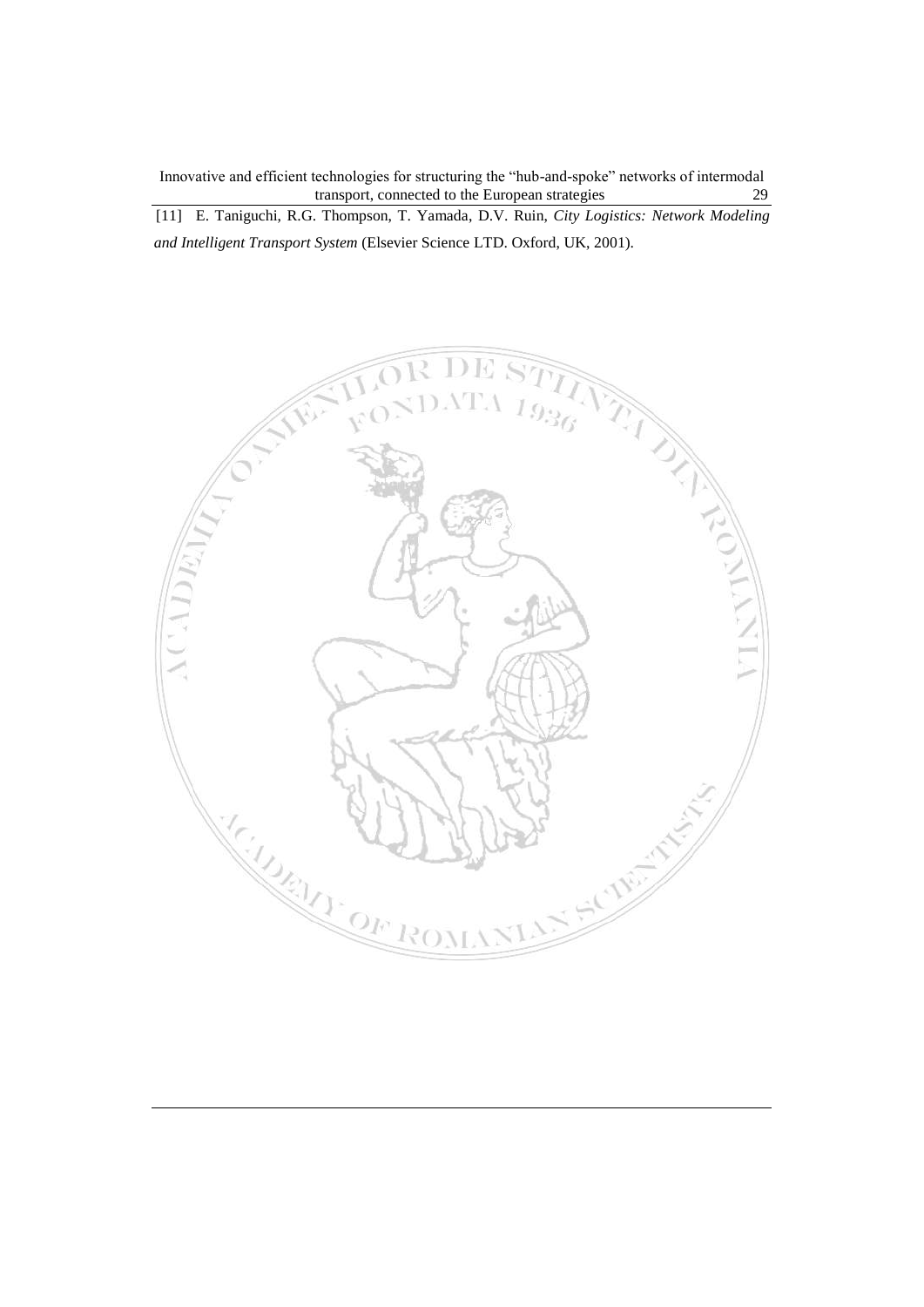[11] E. Taniguchi, R.G. Thompson, T. Yamada, D.V. Ruin, *City Logistics: Network Modeling and Intelligent Transport System* (Elsevier Science LTD. Oxford, UK, 2001).